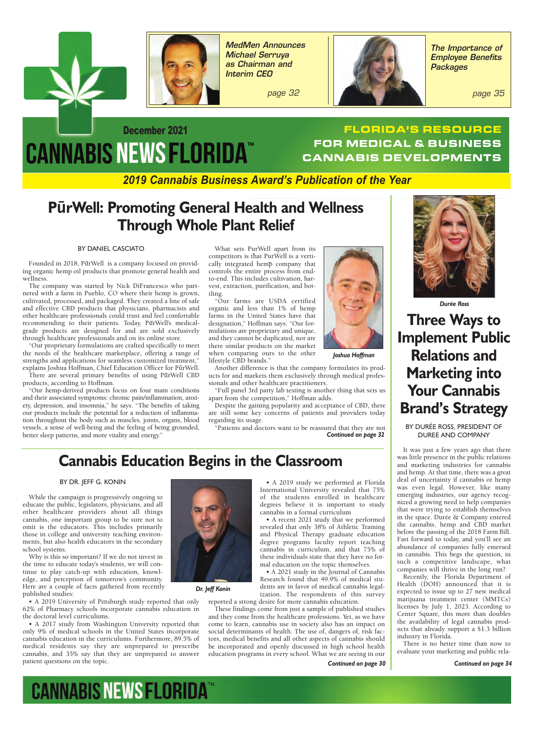**MedMen Announces Michael Serruya as Chairman and Interim CEO**

*page 32*

**The Importance of Employee Benefits Packages**

*page 35*

December 2021

# CANNABIS NEWS FLORIDA™

**FLORIDA'S RESOURCE FOR MEDICAL & BUSINESS CANNABIS DEVELOPMENTS**

*2019 Cannabis Business Award's Publication of the Year*

## PūrWell: Promoting General Health and Wellness Through Whole Plant Relief

BY DANIEL CASCIATO

Founded in 2018, PūrWell is a company focused on providing organic hemp oil products that promote general health and wellness.

The company was started by Nick DiFrancesco who partnered with a farm in Pueblo, CO where their hemp is grown, cultivated, processed, and packaged. They created a line of safe and effective CBD products that physicians, pharmacists and other healthcare professionals could trust and feel comfortable recommending to their patients. Today, PūrWell's medical-grade products are designed for and are sold exclusively through healthcare professionals and on its online store.

"Our proprietary formulations are crafted specifically to meet the needs of the healthcare marketplace, offering a range of strengths and applications for seamless customized treatment," explains Joshua Hoffman, Chief Education Officer for PūrWell.

There are several primary benefits of using PūrWell CBD products, according to Hoffman.

"Our hemp-derived products focus on four main conditions and their associated symptoms: chronic pain/inflammation, anxiety, depression, and insomnia," he says. "The benefits of taking our products include the potential for a reduction of inflammation throughout the body such as muscles, joints, organs, blood vessels, a sense of well-being and the feeling of being grounded, better sleep patterns, and more vitality and energy."

What sets PurWell apart from its competitors is that PurWell is a vertically integrated hemp company that controls the entire process from end-to-end. This includes cultivation, harvest, extraction, purification, and bottling.

"Our farms are USDA certified organic and less than 1% of hemp farms in the United States have that designation," Hoffman says. "Our formulations are proprietary and unique, and they cannot be duplicated, nor are there similar products on the market when comparing ours to the other lifestyle CBD brands."

*Joshua Hoffman*

Another difference is that the company formulates its products for and markets them exclusively through medical professionals and other healthcare practitioners.

"Full panel 3rd party lab testing is another thing that sets us apart from the competition," Hoffman adds.

Despite the gaining popularity and acceptance of CBD, there are still some key concerns of patients and providers today regarding its usage.

"Patients and doctors want to be reassured that they are not

***Continued on page 32***

## Cannabis Education Begins in the Classroom

BY DR. JEFF G. KONIN

While the campaign is progressively ongoing to educate the public, legislators, physicians, and all other healthcare providers about all things cannabis, one important group to be sure not to omit is the educators. This includes primarily those in college and university teaching environments, but also health educators in the secondary school systems.

Why is this so important? If we do not invest in the time to educate today's students, we will continue to play catch-up with education, knowledge, and perception of tomorrow's community. Here are a couple of facts gathered from recently published studies:

*Dr. Jeff Konin*

- A 2019 University of Pittsburgh study reported that only 62% of Pharmacy schools incorporate cannabis education in the doctoral level curriculums.
- A 2017 study from Washington University reported that only 9% of medical schools in the United States incorporate cannabis education in the curriculums. Furthermore, 89.5% of medical residents say they are unprepared to prescribe cannabis, and 35% say that they are unprepared to answer patient questions on the topic.
- A 2019 study we performed at Florida International University revealed that 75% of the students enrolled in healthcare degrees believe it is important to study cannabis in a formal curriculum
- A recent 2021 study that we performed revealed that only 38% of Athletic Training and Physical Therapy graduate education degree programs faculty report teaching cannabis in curriculum, and that 75% of these individuals state that they have no formal education on the topic themselves.
- A 2021 study in the Journal of Cannabis Research found that 49.9% of medical students are in favor of medical cannabis legalization. The respondents of this survey reported a strong desire for more cannabis education.

These findings come from just a sample of published studies and they come from the healthcare professions. Yet, as we have come to learn, cannabis use in society also has an impact on social determinants of health. The use of, dangers of, risk factors, medical benefits and all other aspects of cannabis should be incorporated and openly discussed in high school health education programs in every school. What we are seeing in our

***Continued on page 30***

*Durée Ross*

## Three Ways to Implement Public Relations and Marketing into Your Cannabis Brand's Strategy

BY DURÉE ROSS, PRESIDENT OF DUREE AND COMPANY

It was just a few years ago that there was little presence in the public relations and marketing industries for cannabis and hemp. At that time, there was a great deal of uncertainty if cannabis or hemp was even legal. However, like many emerging industries, our agency recognized a growing need to help companies that were trying to establish themselves in the space. Durée & Company entered the cannabis, hemp and CBD market before the passing of the 2018 Farm Bill. Fast forward to today, and you'll see an abundance of companies fully emersed in cannabis. This begs the question, in such a competitive landscape, what companies will thrive in the long run?

Recently, the Florida Department of Health (DOH) announced that it is expected to issue up to 27 new medical marijuana treatment center (MMTCs) licenses by July 1, 2023. According to Center Square, this more than doubles the availability of legal cannabis products that already support a $1.3 billion industry in Florida.

There is no better time than now to evaluate your marketing and public rela-

***Continued on page 34***

CANNABIS NEWS FLORIDA™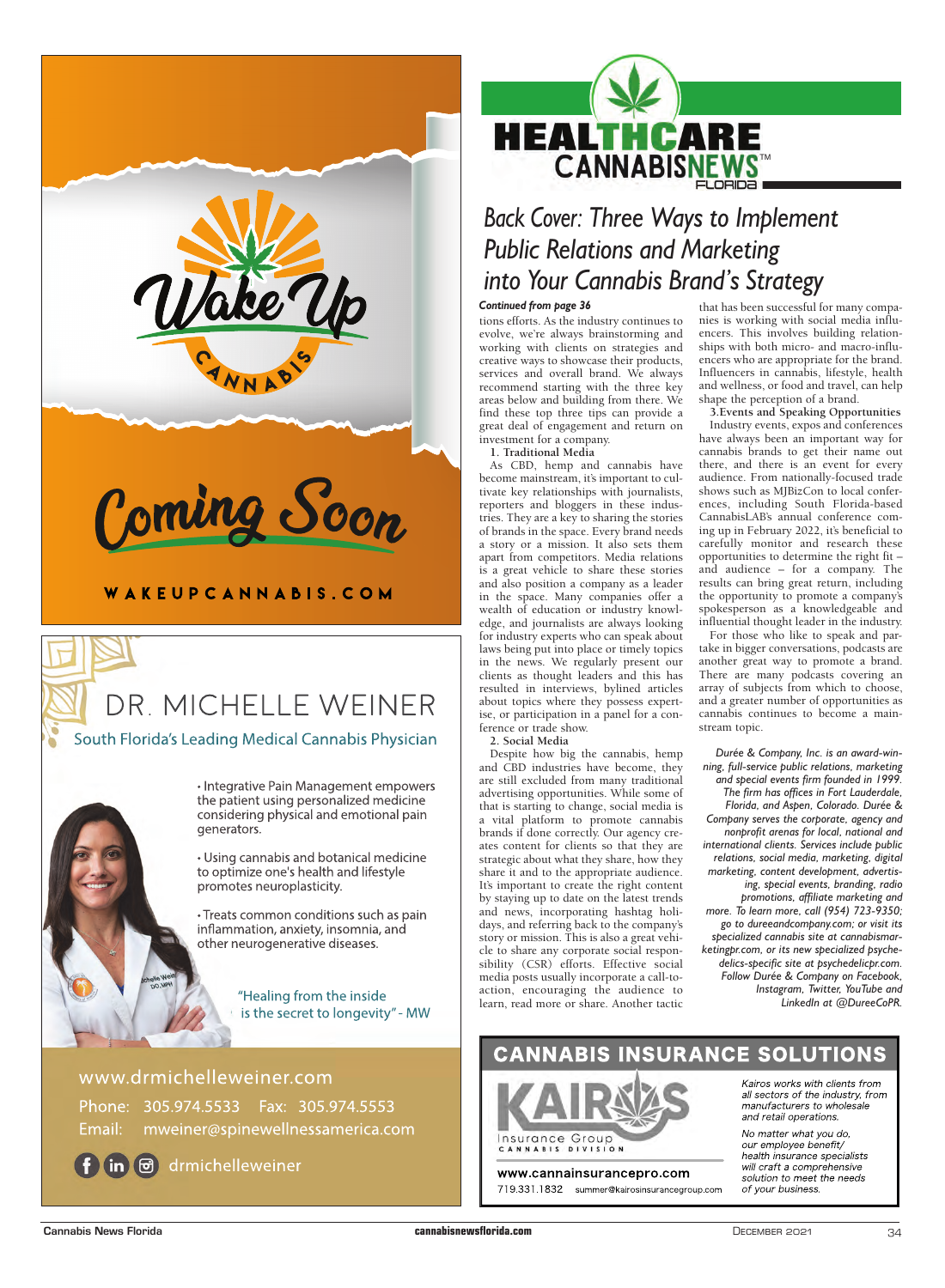# Back Cover: Three Ways to Implement Public Relations and Marketing into Your Cannabis Brand's Strategy

***Continued from page 36***

tions efforts. As the industry continues to evolve, we're always brainstorming and working with clients on strategies and creative ways to showcase their products, services and overall brand. We always recommend starting with the three key areas below and building from there. We find these top three tips can provide a great deal of engagement and return on investment for a company.

**1. Traditional Media**

As CBD, hemp and cannabis have become mainstream, it's important to cultivate key relationships with journalists, reporters and bloggers in these industries. They are a key to sharing the stories of brands in the space. Every brand needs a story or a mission. It also sets them apart from competitors. Media relations is a great vehicle to share these stories and also position a company as a leader in the space. Many companies offer a wealth of education or industry knowledge, and journalists are always looking for industry experts who can speak about laws being put into place or timely topics in the news. We regularly present our clients as thought leaders and this has resulted in interviews, bylined articles about topics where they possess expertise, or participation in a panel for a conference or trade show.

**2. Social Media**

Despite how big the cannabis, hemp and CBD industries have become, they are still excluded from many traditional advertising opportunities. While some of that is starting to change, social media is a vital platform to promote cannabis brands if done correctly. Our agency creates content for clients so that they are strategic about what they share, how they share it and to the appropriate audience. It's important to create the right content by staying up to date on the latest trends and news, incorporating hashtag holidays, and referring back to the company's story or mission. This is also a great vehicle to share any corporate social responsibility (CSR) efforts. Effective social media posts usually incorporate a call-to-action, encouraging the audience to learn, read more or share. Another tactic that has been successful for many companies is working with social media influencers. This involves building relationships with both micro- and macro-influencers who are appropriate for the brand. Influencers in cannabis, lifestyle, health and wellness, or food and travel, can help shape the perception of a brand.

**3. Events and Speaking Opportunities**

Industry events, expos and conferences have always been an important way for cannabis brands to get their name out there, and there is an event for every audience. From nationally-focused trade shows such as MJBizCon to local conferences, including South Florida-based CannabisLAB's annual conference coming up in February 2022, it's beneficial to carefully monitor and research these opportunities to determine the right fit – and audience – for a company. The results can bring great return, including the opportunity to promote a company's spokesperson as a knowledgeable and influential thought leader in the industry.

For those who like to speak and partake in bigger conversations, podcasts are another great way to promote a brand. There are many podcasts covering an array of subjects from which to choose, and a greater number of opportunities as cannabis continues to become a mainstream topic.

*Durée & Company, Inc. is an award-winning, full-service public relations, marketing and special events firm founded in 1999. The firm has offices in Fort Lauderdale, Florida, and Aspen, Colorado. Durée & Company serves the corporate, agency and nonprofit arenas for local, national and international clients. Services include public relations, social media, marketing, digital marketing, content development, advertising, special events, branding, radio promotions, affiliate marketing and more. To learn more, call (954) 723-9350; go to dureeandcompany.com; or visit its specialized cannabis site at cannabismarketingpr.com, or its new specialized psychedelics-specific site at psychedelicpr.com. Follow Durée & Company on Facebook, Instagram, Twitter, YouTube and LinkedIn at @DureeCoPR.*

---

Wake Up Cannabis

Coming Soon

WAKEUPCANNABIS.COM

---

DR. MICHELLE WEINER

South Florida's Leading Medical Cannabis Physician

- Integrative Pain Management empowers the patient using personalized medicine considering physical and emotional pain generators.
- Using cannabis and botanical medicine to optimize one's health and lifestyle promotes neuroplasticity.
- Treats common conditions such as pain inflammation, anxiety, insomnia, and other neurogenerative diseases.

"Healing from the inside is the secret to longevity" - MW

www.drmichelleweiner.com

Phone: 305.974.5533 Fax: 305.974.5553

Email: mweiner@spinewellnessamerica.com

drmichelleweiner

---

CANNABIS INSURANCE SOLUTIONS

KAIROS Insurance Group CANNABIS DIVISION

www.cannainsurancepro.com

719.331.1832 summer@kairosinsurancegroup.com

*Kairos works with clients from all sectors of the industry, from manufacturers to wholesale and retail operations.*

*No matter what you do, our employee benefit/ health insurance specialists will craft a comprehensive solution to meet the needs of your business.*